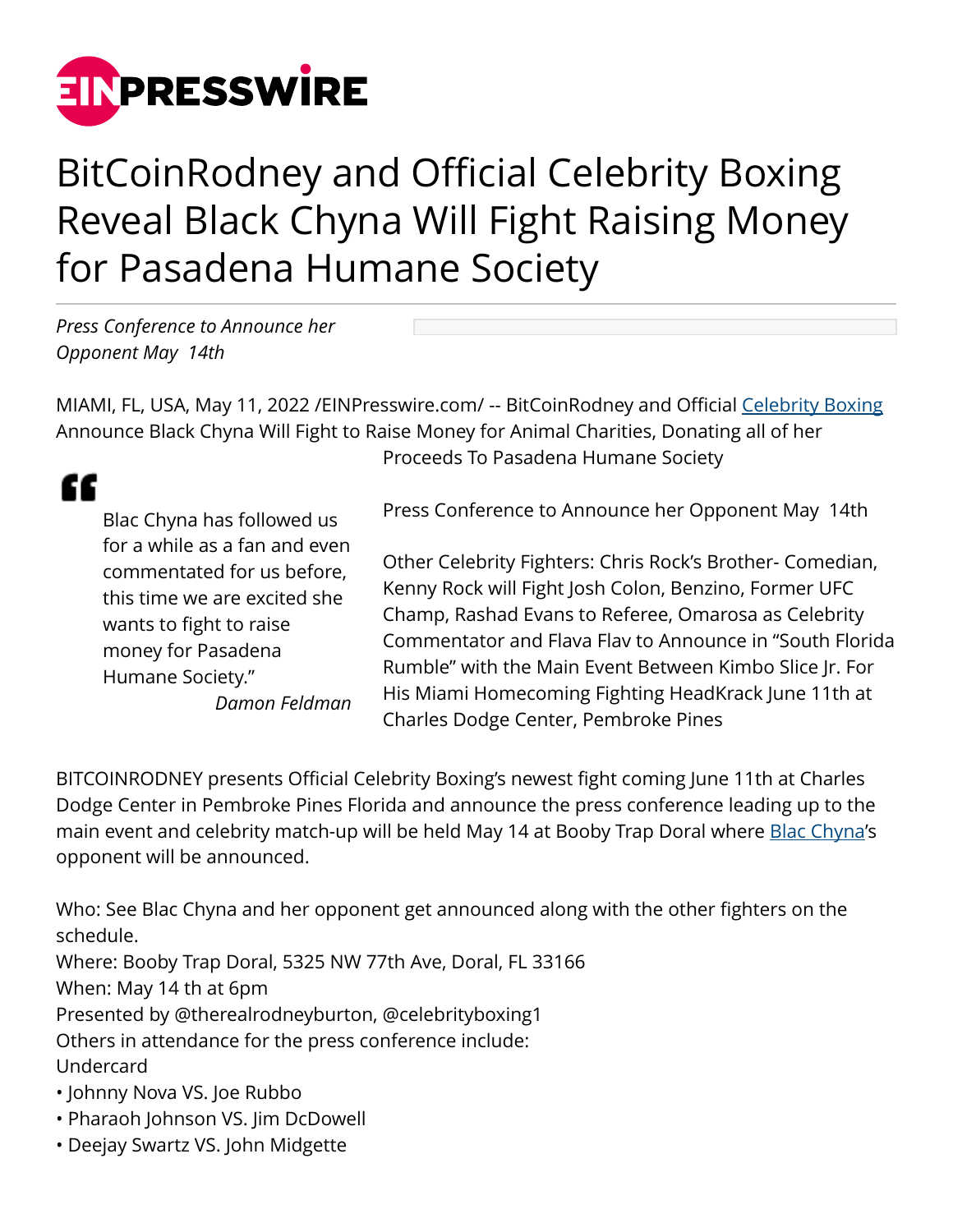# BitCoinRodney and Official Celebrity Boxing Reveal Black Chyna Will Fight Raising Money for Pasadena Humane Society

*Press Conference to Announce her Opponent May 14th*

MIAMI, FL, USA, May 11, 2022 /EINPresswire.com/ -- BitCoinRodney and Official Celebrity Boxing Announce Black Chyna Will Fight to Raise Money for Animal Charities, Donating all of her Proceeds To Pasadena Humane Society

> Blac Chyna has followed us for a while as a fan and even commentated for us before, this time we are excited she wants to fight to raise money for Pasadena Humane Society."
>
> *Damon Feldman*

Press Conference to Announce her Opponent May 14th

Other Celebrity Fighters: Chris Rock's Brother- Comedian, Kenny Rock will Fight Josh Colon, Benzino, Former UFC Champ, Rashad Evans to Referee, Omarosa as Celebrity Commentator and Flava Flav to Announce in "South Florida Rumble" with the Main Event Between Kimbo Slice Jr. For His Miami Homecoming Fighting HeadKrack June 11th at Charles Dodge Center, Pembroke Pines

BITCOINRODNEY presents Official Celebrity Boxing's newest fight coming June 11th at Charles Dodge Center in Pembroke Pines Florida and announce the press conference leading up to the main event and celebrity match-up will be held May 14 at Booby Trap Doral where Blac Chyna's opponent will be announced.

Who: See Blac Chyna and her opponent get announced along with the other fighters on the schedule.
Where: Booby Trap Doral, 5325 NW 77th Ave, Doral, FL 33166
When: May 14 th at 6pm
Presented by @therealrodneyburton, @celebrityboxing1
Others in attendance for the press conference include:
Undercard

- Johnny Nova VS. Joe Rubbo
- Pharaoh Johnson VS. Jim DcDowell
- Deejay Swartz VS. John Midgette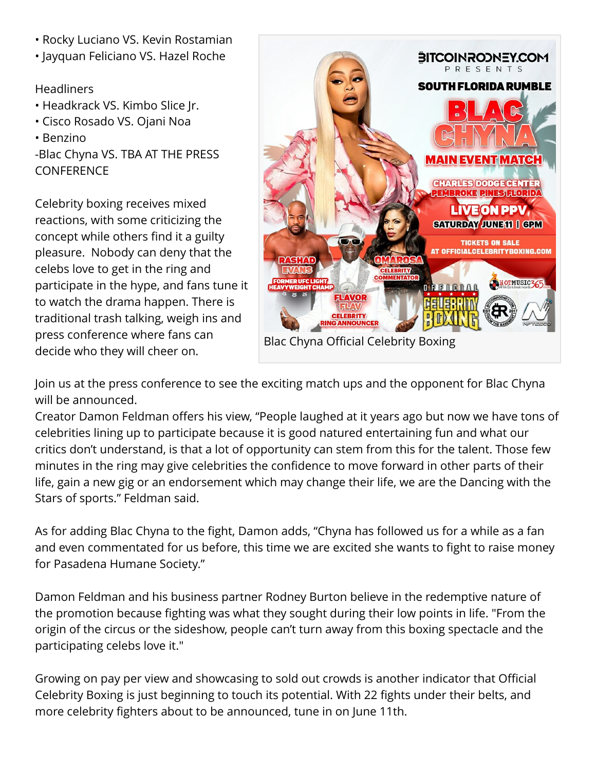- Rocky Luciano VS. Kevin Rostamian
- Jayquan Feliciano VS. Hazel Roche

Headliners

- Headkrack VS. Kimbo Slice Jr.
- Cisco Rosado VS. Ojani Noa
- Benzino

-Blac Chyna VS. TBA AT THE PRESS CONFERENCE

Celebrity boxing receives mixed reactions, with some criticizing the concept while others find it a guilty pleasure. Nobody can deny that the celebs love to get in the ring and participate in the hype, and fans tune it to watch the drama happen. There is traditional trash talking, weigh ins and press conference where fans can decide who they will cheer on.

Blac Chyna Official Celebrity Boxing

Join us at the press conference to see the exciting match ups and the opponent for Blac Chyna will be announced.

Creator Damon Feldman offers his view, "People laughed at it years ago but now we have tons of celebrities lining up to participate because it is good natured entertaining fun and what our critics don't understand, is that a lot of opportunity can stem from this for the talent. Those few minutes in the ring may give celebrities the confidence to move forward in other parts of their life, gain a new gig or an endorsement which may change their life, we are the Dancing with the Stars of sports." Feldman said.

As for adding Blac Chyna to the fight, Damon adds, "Chyna has followed us for a while as a fan and even commentated for us before, this time we are excited she wants to fight to raise money for Pasadena Humane Society."

Damon Feldman and his business partner Rodney Burton believe in the redemptive nature of the promotion because fighting was what they sought during their low points in life. "From the origin of the circus or the sideshow, people can't turn away from this boxing spectacle and the participating celebs love it."

Growing on pay per view and showcasing to sold out crowds is another indicator that Official Celebrity Boxing is just beginning to touch its potential. With 22 fights under their belts, and more celebrity fighters about to be announced, tune in on June 11th.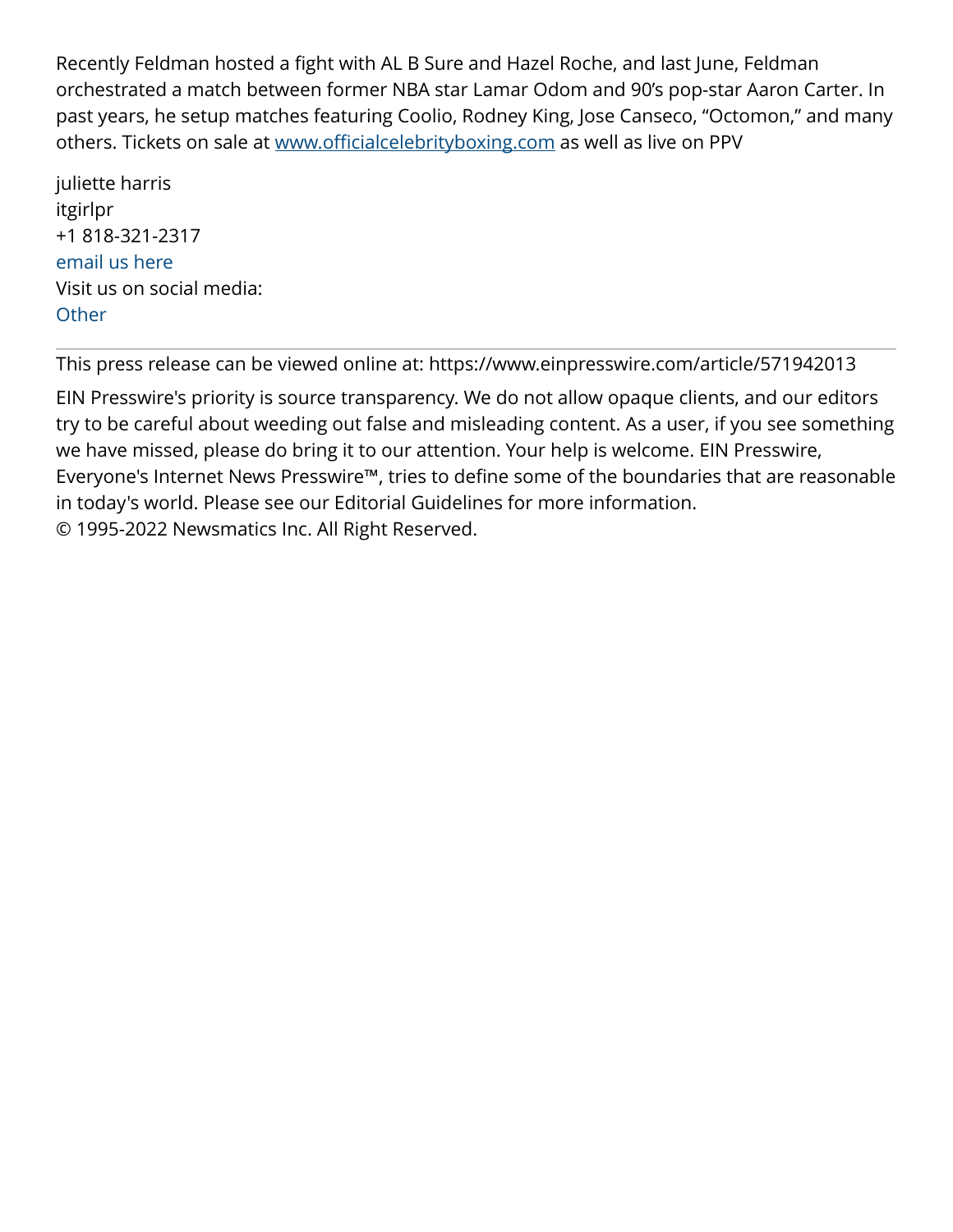Recently Feldman hosted a fight with AL B Sure and Hazel Roche, and last June, Feldman orchestrated a match between former NBA star Lamar Odom and 90's pop-star Aaron Carter. In past years, he setup matches featuring Coolio, Rodney King, Jose Canseco, "Octomon," and many others. Tickets on sale at [www.officialcelebrityboxing.com](http://www.officialcelebrityboxing.com) as well as live on PPV

juliette harris  
itgirlpr  
+1 818-321-2317  
email us here  
Visit us on social media:  
Other

---

This press release can be viewed online at: https://www.einpresswire.com/article/571942013

EIN Presswire's priority is source transparency. We do not allow opaque clients, and our editors try to be careful about weeding out false and misleading content. As a user, if you see something we have missed, please do bring it to our attention. Your help is welcome. EIN Presswire, Everyone's Internet News Presswire™, tries to define some of the boundaries that are reasonable in today's world. Please see our Editorial Guidelines for more information.  
© 1995-2022 Newsmatics Inc. All Right Reserved.